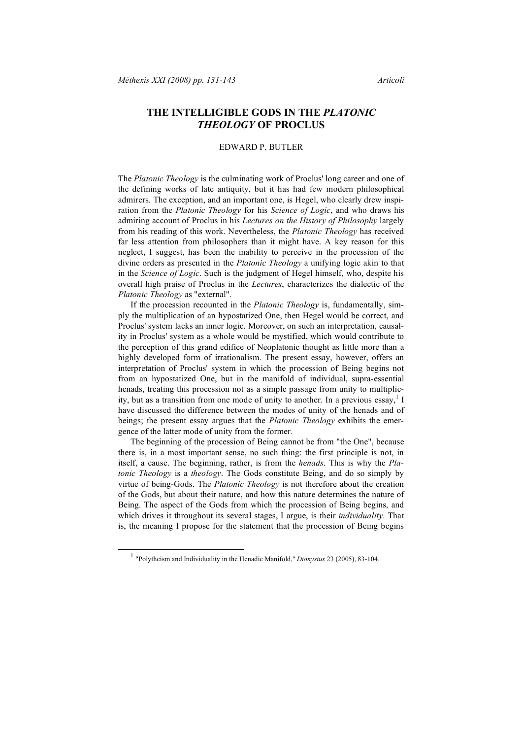# THE INTELLIGIBLE GODS IN THE *PLATONIC THEOLOGY* OF PROCLUS

EDWARD P. BUTLER

The *Platonic Theology* is the culminating work of Proclus' long career and one of the defining works of late antiquity, but it has had few modern philosophical admirers. The exception, and an important one, is Hegel, who clearly drew inspiration from the *Platonic Theology* for his *Science of Logic*, and who draws his admiring account of Proclus in his *Lectures on the History of Philosophy* largely from his reading of this work. Nevertheless, the *Platonic Theology* has received far less attention from philosophers than it might have. A key reason for this neglect, I suggest, has been the inability to perceive in the procession of the divine orders as presented in the *Platonic Theology* a unifying logic akin to that in the *Science of Logic*. Such is the judgment of Hegel himself, who, despite his overall high praise of Proclus in the *Lectures*, characterizes the dialectic of the *Platonic Theology* as "external".

If the procession recounted in the *Platonic Theology* is, fundamentally, simply the multiplication of an hypostatized One, then Hegel would be correct, and Proclus' system lacks an inner logic. Moreover, on such an interpretation, causality in Proclus' system as a whole would be mystified, which would contribute to the perception of this grand edifice of Neoplatonic thought as little more than a highly developed form of irrationalism. The present essay, however, offers an interpretation of Proclus' system in which the procession of Being begins not from an hypostatized One, but in the manifold of individual, supra-essential henads, treating this procession not as a simple passage from unity to multiplicity, but as a transition from one mode of unity to another. In a previous essay,[1] I have discussed the difference between the modes of unity of the henads and of beings; the present essay argues that the *Platonic Theology* exhibits the emergence of the latter mode of unity from the former.

The beginning of the procession of Being cannot be from "the One", because there is, in a most important sense, no such thing: the first principle is not, in itself, a cause. The beginning, rather, is from the *henads*. This is why the *Platonic Theology* is a *theology*. The Gods constitute Being, and do so simply by virtue of being-Gods. The *Platonic Theology* is not therefore about the creation of the Gods, but about their nature, and how this nature determines the nature of Being. The aspect of the Gods from which the procession of Being begins, and which drives it throughout its several stages, I argue, is their *individuality*. That is, the meaning I propose for the statement that the procession of Being begins

[1] "Polytheism and Individuality in the Henadic Manifold," *Dionysius* 23 (2005), 83-104.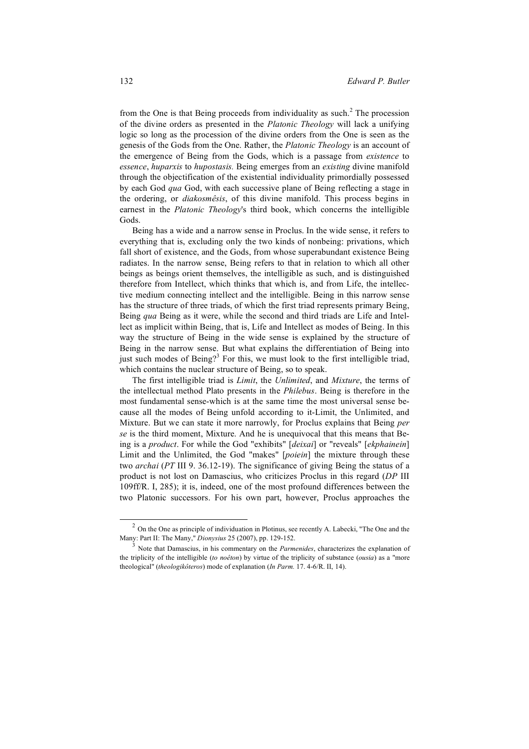from the One is that Being proceeds from individuality as such.[2] The procession of the divine orders as presented in the *Platonic Theology* will lack a unifying logic so long as the procession of the divine orders from the One is seen as the genesis of the Gods from the One. Rather, the *Platonic Theology* is an account of the emergence of Being from the Gods, which is a passage from *existence* to *essence*, *huparxis* to *hupostasis.* Being emerges from an *existing* divine manifold through the objectification of the existential individuality primordially possessed by each God *qua* God, with each successive plane of Being reflecting a stage in the ordering, or *diakosmêsis*, of this divine manifold. This process begins in earnest in the *Platonic Theology*'s third book, which concerns the intelligible Gods.

Being has a wide and a narrow sense in Proclus. In the wide sense, it refers to everything that is, excluding only the two kinds of nonbeing: privations, which fall short of existence, and the Gods, from whose superabundant existence Being radiates. In the narrow sense, Being refers to that in relation to which all other beings as beings orient themselves, the intelligible as such, and is distinguished therefore from Intellect, which thinks that which is, and from Life, the intellective medium connecting intellect and the intelligible. Being in this narrow sense has the structure of three triads, of which the first triad represents primary Being, Being *qua* Being as it were, while the second and third triads are Life and Intellect as implicit within Being, that is, Life and Intellect as modes of Being. In this way the structure of Being in the wide sense is explained by the structure of Being in the narrow sense. But what explains the differentiation of Being into just such modes of Being?[3] For this, we must look to the first intelligible triad, which contains the nuclear structure of Being, so to speak.

The first intelligible triad is *Limit*, the *Unlimited*, and *Mixture*, the terms of the intellectual method Plato presents in the *Philebus*. Being is therefore in the most fundamental sense-which is at the same time the most universal sense because all the modes of Being unfold according to it-Limit, the Unlimited, and Mixture. But we can state it more narrowly, for Proclus explains that Being *per se* is the third moment, Mixture. And he is unequivocal that this means that Being is a *product*. For while the God "exhibits" [*deixai*] or "reveals" [*ekphainein*] Limit and the Unlimited, the God "makes" [*poiein*] the mixture through these two *archai* (*PT* III 9. 36.12-19). The significance of giving Being the status of a product is not lost on Damascius, who criticizes Proclus in this regard (*DP* III 109ff/R. I, 285); it is, indeed, one of the most profound differences between the two Platonic successors. For his own part, however, Proclus approaches the

---

[2] On the One as principle of individuation in Plotinus, see recently A. Labecki, "The One and the Many: Part II: The Many," *Dionysius* 25 (2007), pp. 129-152.

[3] Note that Damascius, in his commentary on the *Parmenides*, characterizes the explanation of the triplicity of the intelligible (*to noêton*) by virtue of the triplicity of substance (*ousia*) as a "more theological" (*theologikôteros*) mode of explanation (*In Parm.* 17. 4-6/R. II, 14).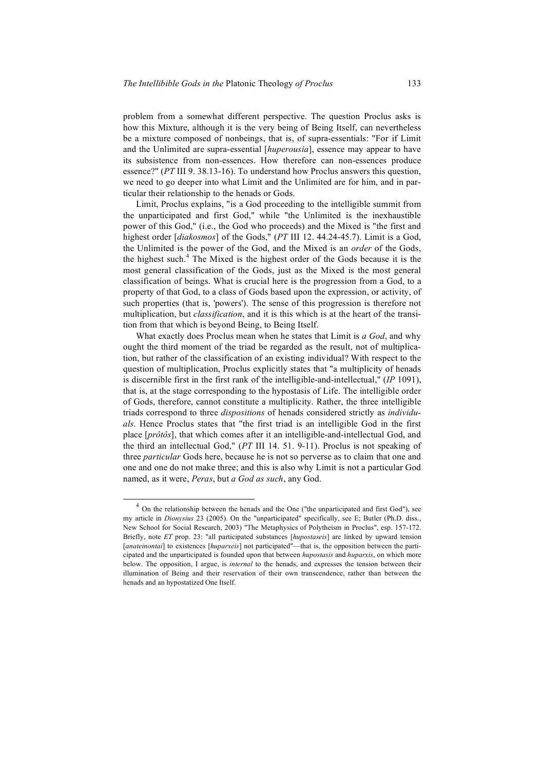problem from a somewhat different perspective. The question Proclus asks is how this Mixture, although it is the very being of Being Itself, can nevertheless be a mixture composed of nonbeings, that is, of supra-essentials: "For if Limit and the Unlimited are supra-essential [*huperousia*], essence may appear to have its subsistence from non-essences. How therefore can non-essences produce essence?" (*PT* III 9. 38.13-16). To understand how Proclus answers this question, we need to go deeper into what Limit and the Unlimited are for him, and in particular their relationship to the henads or Gods.

Limit, Proclus explains, "is a God proceeding to the intelligible summit from the unparticipated and first God," while "the Unlimited is the inexhaustible power of this God," (i.e., the God who proceeds) and the Mixed is "the first and highest order [*diakosmos*] of the Gods," (*PT* III 12. 44.24-45.7). Limit is a God, the Unlimited is the power of the God, and the Mixed is an *order* of the Gods, the highest such.[4] The Mixed is the highest order of the Gods because it is the most general classification of the Gods, just as the Mixed is the most general classification of beings. What is crucial here is the progression from a God, to a property of that God, to a class of Gods based upon the expression, or activity, of such properties (that is, 'powers'). The sense of this progression is therefore not multiplication, but *classification*, and it is this which is at the heart of the transition from that which is beyond Being, to Being Itself.

What exactly does Proclus mean when he states that Limit is *a God*, and why ought the third moment of the triad be regarded as the result, not of multiplication, but rather of the classification of an existing individual? With respect to the question of multiplication, Proclus explicitly states that "a multiplicity of henads is discernible first in the first rank of the intelligible-and-intellectual," (*IP* 1091), that is, at the stage corresponding to the hypostasis of Life. The intelligible order of Gods, therefore, cannot constitute a multiplicity. Rather, the three intelligible triads correspond to three *dispositions* of henads considered strictly as *individuals*. Hence Proclus states that "the first triad is an intelligible God in the first place [*prôtôs*], that which comes after it an intelligible-and-intellectual God, and the third an intellectual God," (*PT* III 14. 51. 9-11). Proclus is not speaking of three *particular* Gods here, because he is not so perverse as to claim that one and one and one do not make three; and this is also why Limit is not a particular God named, as it were, *Peras*, but *a God as such*, any God.

[4] On the relationship between the henads and the One ("the unparticipated and first God"), see my article in *Dionysius* 23 (2005). On the "unparticipated" specifically, see E; Butler (Ph.D. diss., New School for Social Research, 2003) "The Metaphysics of Polytheism in Proclus", esp. 157-172. Briefly, note *ET* prop. 23: "all participated substances [*hupostaseis*] are linked by upward tension [*anateinontai*] to existences [*huparxeis*] not participated"—that is, the opposition between the participated and the unparticipated is founded upon that between *hupostasis* and *huparxis*, on which more below. The opposition, I argue, is *internal* to the henads, and expresses the tension between their illumination of Being and their reservation of their own transcendence, rather than between the henads and an hypostatized One Itself.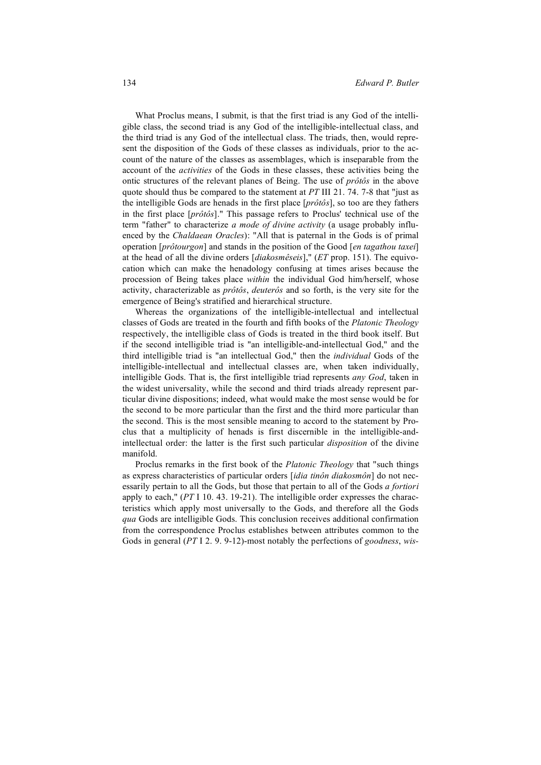What Proclus means, I submit, is that the first triad is any God of the intelligible class, the second triad is any God of the intelligible-intellectual class, and the third triad is any God of the intellectual class. The triads, then, would represent the disposition of the Gods of these classes as individuals, prior to the account of the nature of the classes as assemblages, which is inseparable from the account of the *activities* of the Gods in these classes, these activities being the ontic structures of the relevant planes of Being. The use of *prôtôs* in the above quote should thus be compared to the statement at *PT* III 21. 74. 7-8 that "just as the intelligible Gods are henads in the first place [*prôtôs*], so too are they fathers in the first place [*prôtôs*]." This passage refers to Proclus' technical use of the term "father" to characterize *a mode of divine activity* (a usage probably influenced by the *Chaldaean Oracles*): "All that is paternal in the Gods is of primal operation [*prôtourgon*] and stands in the position of the Good [*en tagathou taxei*] at the head of all the divine orders [*diakosmêseis*]," (*ET* prop. 151). The equivocation which can make the henadology confusing at times arises because the procession of Being takes place *within* the individual God him/herself, whose activity, characterizable as *prôtôs*, *deuterôs* and so forth, is the very site for the emergence of Being's stratified and hierarchical structure.

Whereas the organizations of the intelligible-intellectual and intellectual classes of Gods are treated in the fourth and fifth books of the *Platonic Theology* respectively, the intelligible class of Gods is treated in the third book itself. But if the second intelligible triad is "an intelligible-and-intellectual God," and the third intelligible triad is "an intellectual God," then the *individual* Gods of the intelligible-intellectual and intellectual classes are, when taken individually, intelligible Gods. That is, the first intelligible triad represents *any God*, taken in the widest universality, while the second and third triads already represent particular divine dispositions; indeed, what would make the most sense would be for the second to be more particular than the first and the third more particular than the second. This is the most sensible meaning to accord to the statement by Proclus that a multiplicity of henads is first discernible in the intelligible-and-intellectual order: the latter is the first such particular *disposition* of the divine manifold.

Proclus remarks in the first book of the *Platonic Theology* that "such things as express characteristics of particular orders [*idia tinôn diakosmôn*] do not necessarily pertain to all the Gods, but those that pertain to all of the Gods *a fortiori* apply to each," (*PT* I 10. 43. 19-21). The intelligible order expresses the characteristics which apply most universally to the Gods, and therefore all the Gods *qua* Gods are intelligible Gods. This conclusion receives additional confirmation from the correspondence Proclus establishes between attributes common to the Gods in general (*PT* I 2. 9. 9-12)-most notably the perfections of *goodness*, *wis-*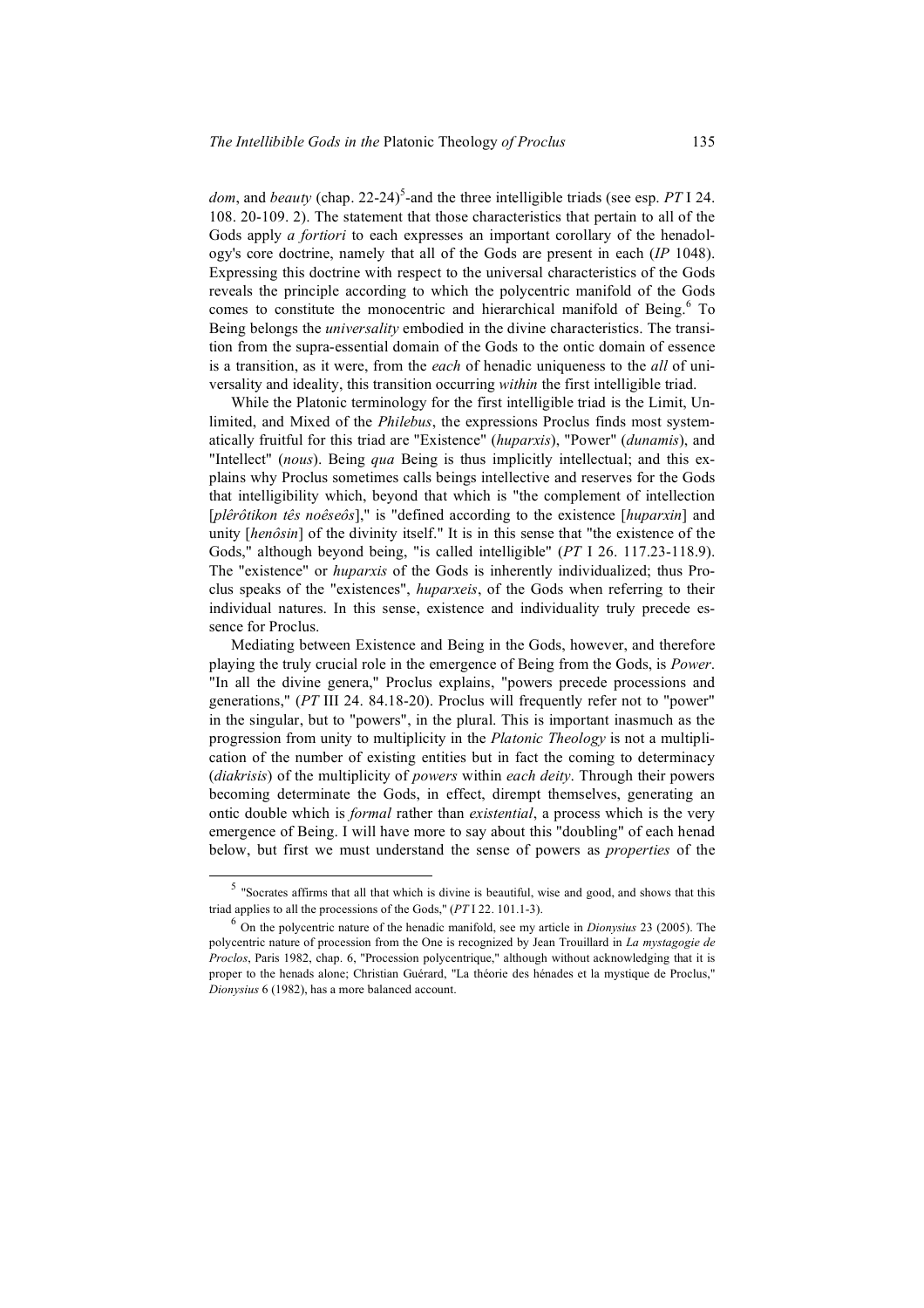*dom*, and *beauty* (chap. 22-24)[5]-and the three intelligible triads (see esp. *PT* I 24. 108. 20-109. 2). The statement that those characteristics that pertain to all of the Gods apply *a fortiori* to each expresses an important corollary of the henadology's core doctrine, namely that all of the Gods are present in each (*IP* 1048). Expressing this doctrine with respect to the universal characteristics of the Gods reveals the principle according to which the polycentric manifold of the Gods comes to constitute the monocentric and hierarchical manifold of Being.[6] To Being belongs the *universality* embodied in the divine characteristics. The transition from the supra-essential domain of the Gods to the ontic domain of essence is a transition, as it were, from the *each* of henadic uniqueness to the *all* of universality and ideality, this transition occurring *within* the first intelligible triad.

While the Platonic terminology for the first intelligible triad is the Limit, Unlimited, and Mixed of the *Philebus*, the expressions Proclus finds most systematically fruitful for this triad are "Existence" (*huparxis*), "Power" (*dunamis*), and "Intellect" (*nous*). Being *qua* Being is thus implicitly intellectual; and this explains why Proclus sometimes calls beings intellective and reserves for the Gods that intelligibility which, beyond that which is "the complement of intellection [*plêrôtikon tês noêseôs*]," is "defined according to the existence [*huparxin*] and unity [*henôsin*] of the divinity itself." It is in this sense that "the existence of the Gods," although beyond being, "is called intelligible" (*PT* I 26. 117.23-118.9). The "existence" or *huparxis* of the Gods is inherently individualized; thus Proclus speaks of the "existences", *huparxeis*, of the Gods when referring to their individual natures. In this sense, existence and individuality truly precede essence for Proclus.

Mediating between Existence and Being in the Gods, however, and therefore playing the truly crucial role in the emergence of Being from the Gods, is *Power*. "In all the divine genera," Proclus explains, "powers precede processions and generations," (*PT* III 24. 84.18-20). Proclus will frequently refer not to "power" in the singular, but to "powers", in the plural. This is important inasmuch as the progression from unity to multiplicity in the *Platonic Theology* is not a multiplication of the number of existing entities but in fact the coming to determinacy (*diakrisis*) of the multiplicity of *powers* within *each deity*. Through their powers becoming determinate the Gods, in effect, dirempt themselves, generating an ontic double which is *formal* rather than *existential*, a process which is the very emergence of Being. I will have more to say about this "doubling" of each henad below, but first we must understand the sense of powers as *properties* of the

---

[5] "Socrates affirms that all that which is divine is beautiful, wise and good, and shows that this triad applies to all the processions of the Gods," (*PT* I 22. 101.1-3).

[6] On the polycentric nature of the henadic manifold, see my article in *Dionysius* 23 (2005). The polycentric nature of procession from the One is recognized by Jean Trouillard in *La mystagogie de Proclos*, Paris 1982, chap. 6, "Procession polycentrique," although without acknowledging that it is proper to the henads alone; Christian Guérard, "La théorie des hénades et la mystique de Proclus," *Dionysius* 6 (1982), has a more balanced account.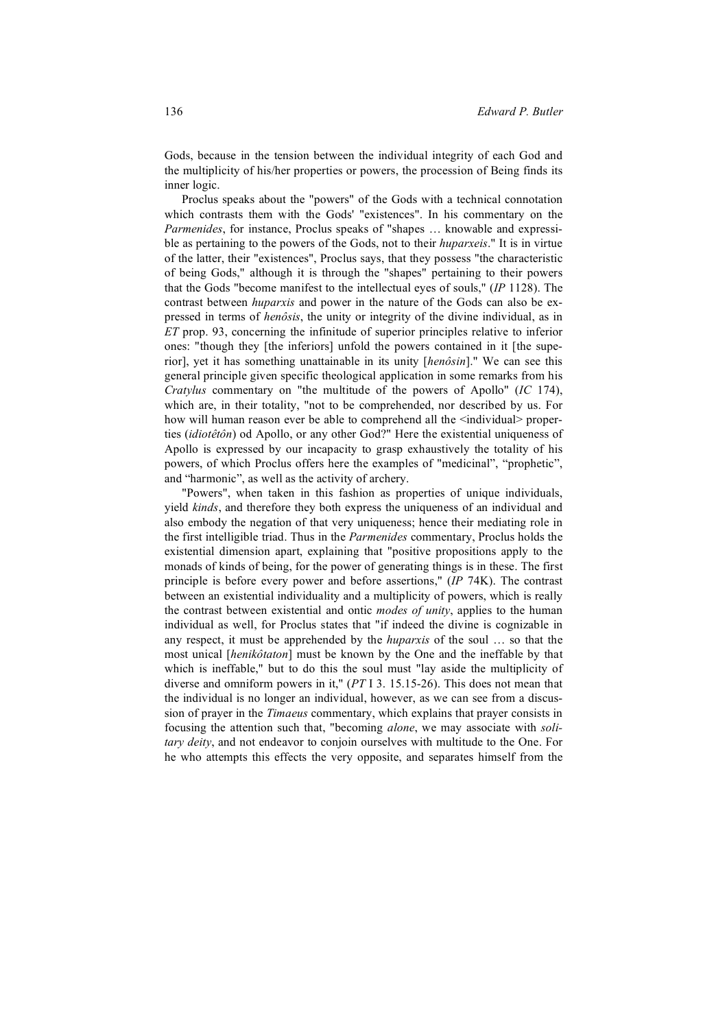Gods, because in the tension between the individual integrity of each God and the multiplicity of his/her properties or powers, the procession of Being finds its inner logic.

Proclus speaks about the "powers" of the Gods with a technical connotation which contrasts them with the Gods' "existences". In his commentary on the *Parmenides*, for instance, Proclus speaks of "shapes … knowable and expressible as pertaining to the powers of the Gods, not to their *huparxeis*." It is in virtue of the latter, their "existences", Proclus says, that they possess "the characteristic of being Gods," although it is through the "shapes" pertaining to their powers that the Gods "become manifest to the intellectual eyes of souls," (*IP* 1128). The contrast between *huparxis* and power in the nature of the Gods can also be expressed in terms of *henôsis*, the unity or integrity of the divine individual, as in *ET* prop. 93, concerning the infinitude of superior principles relative to inferior ones: "though they [the inferiors] unfold the powers contained in it [the superior], yet it has something unattainable in its unity [*henôsin*]." We can see this general principle given specific theological application in some remarks from his *Cratylus* commentary on "the multitude of the powers of Apollo" (*IC* 174), which are, in their totality, "not to be comprehended, nor described by us. For how will human reason ever be able to comprehend all the <individual> properties (*idiotêtôn*) od Apollo, or any other God?" Here the existential uniqueness of Apollo is expressed by our incapacity to grasp exhaustively the totality of his powers, of which Proclus offers here the examples of "medicinal", "prophetic", and "harmonic", as well as the activity of archery.

"Powers", when taken in this fashion as properties of unique individuals, yield *kinds*, and therefore they both express the uniqueness of an individual and also embody the negation of that very uniqueness; hence their mediating role in the first intelligible triad. Thus in the *Parmenides* commentary, Proclus holds the existential dimension apart, explaining that "positive propositions apply to the monads of kinds of being, for the power of generating things is in these. The first principle is before every power and before assertions," (*IP* 74K). The contrast between an existential individuality and a multiplicity of powers, which is really the contrast between existential and ontic *modes of unity*, applies to the human individual as well, for Proclus states that "if indeed the divine is cognizable in any respect, it must be apprehended by the *huparxis* of the soul … so that the most unical [*henikôtaton*] must be known by the One and the ineffable by that which is ineffable," but to do this the soul must "lay aside the multiplicity of diverse and omniform powers in it," (*PT* I 3. 15.15-26). This does not mean that the individual is no longer an individual, however, as we can see from a discussion of prayer in the *Timaeus* commentary, which explains that prayer consists in focusing the attention such that, "becoming *alone*, we may associate with *solitary deity*, and not endeavor to conjoin ourselves with multitude to the One. For he who attempts this effects the very opposite, and separates himself from the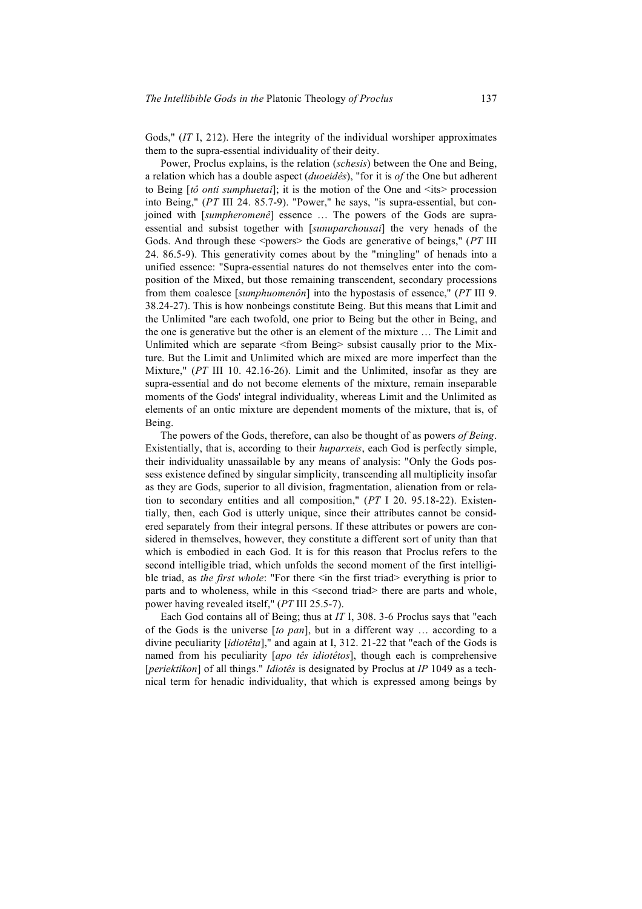Gods," (*IT* I, 212). Here the integrity of the individual worshiper approximates them to the supra-essential individuality of their deity.

Power, Proclus explains, is the relation (*schesis*) between the One and Being, a relation which has a double aspect (*duoeidês*), "for it is *of* the One but adherent to Being [*tô onti sumphuetai*]; it is the motion of the One and <its> procession into Being," (*PT* III 24. 85.7-9). "Power," he says, "is supra-essential, but conjoined with [*sumpheromenê*] essence … The powers of the Gods are supra-essential and subsist together with [*sunuparchousai*] the very henads of the Gods. And through these <powers> the Gods are generative of beings," (*PT* III 24. 86.5-9). This generativity comes about by the "mingling" of henads into a unified essence: "Supra-essential natures do not themselves enter into the composition of the Mixed, but those remaining transcendent, secondary processions from them coalesce [*sumphuomenôn*] into the hypostasis of essence," (*PT* III 9. 38.24-27). This is how nonbeings constitute Being. But this means that Limit and the Unlimited "are each twofold, one prior to Being but the other in Being, and the one is generative but the other is an element of the mixture … The Limit and Unlimited which are separate <from Being> subsist causally prior to the Mixture. But the Limit and Unlimited which are mixed are more imperfect than the Mixture," (*PT* III 10. 42.16-26). Limit and the Unlimited, insofar as they are supra-essential and do not become elements of the mixture, remain inseparable moments of the Gods' integral individuality, whereas Limit and the Unlimited as elements of an ontic mixture are dependent moments of the mixture, that is, of Being.

The powers of the Gods, therefore, can also be thought of as powers *of Being*. Existentially, that is, according to their *huparxeis*, each God is perfectly simple, their individuality unassailable by any means of analysis: "Only the Gods possess existence defined by singular simplicity, transcending all multiplicity insofar as they are Gods, superior to all division, fragmentation, alienation from or relation to secondary entities and all composition," (*PT* I 20. 95.18-22). Existentially, then, each God is utterly unique, since their attributes cannot be considered separately from their integral persons. If these attributes or powers are considered in themselves, however, they constitute a different sort of unity than that which is embodied in each God. It is for this reason that Proclus refers to the second intelligible triad, which unfolds the second moment of the first intelligible triad, as *the first whole*: "For there <in the first triad> everything is prior to parts and to wholeness, while in this <second triad> there are parts and whole, power having revealed itself," (*PT* III 25.5-7).

Each God contains all of Being; thus at *IT* I, 308. 3-6 Proclus says that "each of the Gods is the universe [*to pan*], but in a different way … according to a divine peculiarity [*idiotêta*]," and again at I, 312. 21-22 that "each of the Gods is named from his peculiarity [*apo tês idiotêtos*], though each is comprehensive [*periektikon*] of all things." *Idiotês* is designated by Proclus at *IP* 1049 as a technical term for henadic individuality, that which is expressed among beings by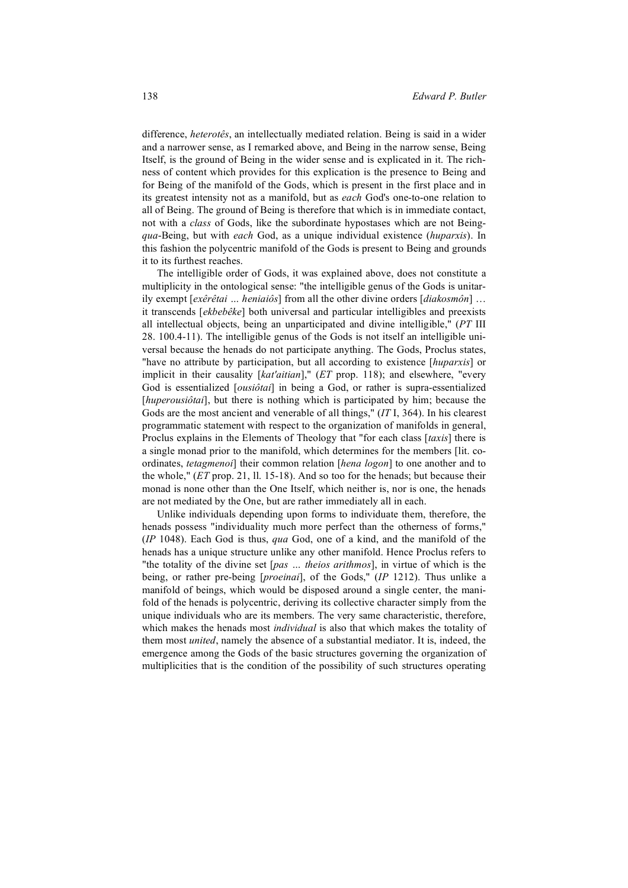difference, *heterotês*, an intellectually mediated relation. Being is said in a wider and a narrower sense, as I remarked above, and Being in the narrow sense, Being Itself, is the ground of Being in the wider sense and is explicated in it. The richness of content which provides for this explication is the presence to Being and for Being of the manifold of the Gods, which is present in the first place and in its greatest intensity not as a manifold, but as *each* God's one-to-one relation to all of Being. The ground of Being is therefore that which is in immediate contact, not with a *class* of Gods, like the subordinate hypostases which are not Being-*qua*-Being, but with *each* God, as a unique individual existence (*huparxis*). In this fashion the polycentric manifold of the Gods is present to Being and grounds it to its furthest reaches.

The intelligible order of Gods, it was explained above, does not constitute a multiplicity in the ontological sense: "the intelligible genus of the Gods is unitarily exempt [*exêrêtai … heniaiôs*] from all the other divine orders [*diakosmôn*] … it transcends [*ekbebêke*] both universal and particular intelligibles and preexists all intellectual objects, being an unparticipated and divine intelligible," (*PT* III 28. 100.4-11). The intelligible genus of the Gods is not itself an intelligible universal because the henads do not participate anything. The Gods, Proclus states, "have no attribute by participation, but all according to existence [*huparxis*] or implicit in their causality [*kat'aitian*]," (*ET* prop. 118); and elsewhere, "every God is essentialized [*ousiôtai*] in being a God, or rather is supra-essentialized [*huperousiôtai*], but there is nothing which is participated by him; because the Gods are the most ancient and venerable of all things," (*IT* I, 364). In his clearest programmatic statement with respect to the organization of manifolds in general, Proclus explains in the Elements of Theology that "for each class [*taxis*] there is a single monad prior to the manifold, which determines for the members [lit. co-ordinates, *tetagmenoi*] their common relation [*hena logon*] to one another and to the whole," (*ET* prop. 21, ll. 15-18). And so too for the henads; but because their monad is none other than the One Itself, which neither is, nor is one, the henads are not mediated by the One, but are rather immediately all in each.

Unlike individuals depending upon forms to individuate them, therefore, the henads possess "individuality much more perfect than the otherness of forms," (*IP* 1048). Each God is thus, *qua* God, one of a kind, and the manifold of the henads has a unique structure unlike any other manifold. Hence Proclus refers to "the totality of the divine set [*pas … theios arithmos*], in virtue of which is the being, or rather pre-being [*proeinai*], of the Gods," (*IP* 1212). Thus unlike a manifold of beings, which would be disposed around a single center, the manifold of the henads is polycentric, deriving its collective character simply from the unique individuals who are its members. The very same characteristic, therefore, which makes the henads most *individual* is also that which makes the totality of them most *united*, namely the absence of a substantial mediator. It is, indeed, the emergence among the Gods of the basic structures governing the organization of multiplicities that is the condition of the possibility of such structures operating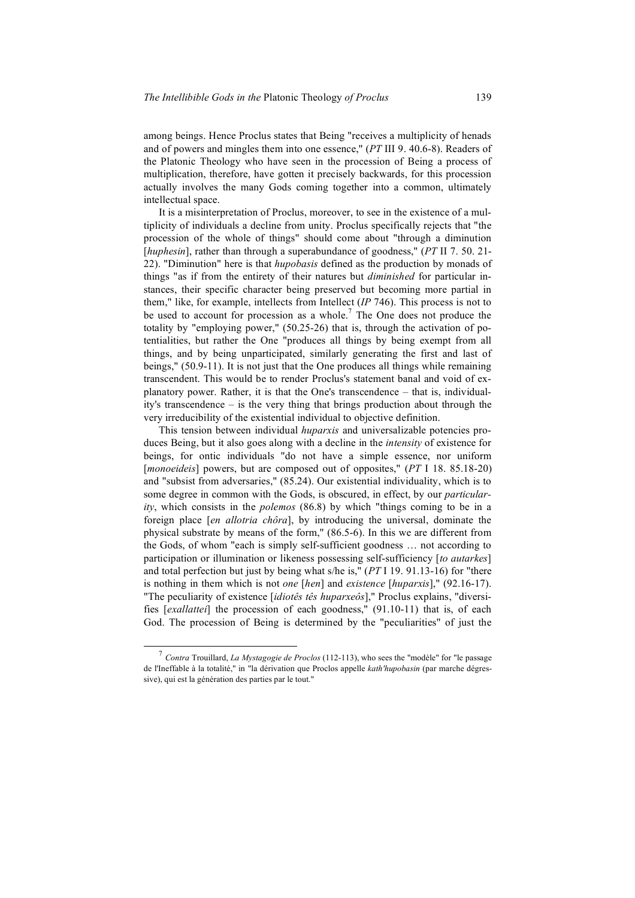among beings. Hence Proclus states that Being "receives a multiplicity of henads and of powers and mingles them into one essence," (*PT* III 9. 40.6-8). Readers of the Platonic Theology who have seen in the procession of Being a process of multiplication, therefore, have gotten it precisely backwards, for this procession actually involves the many Gods coming together into a common, ultimately intellectual space.

It is a misinterpretation of Proclus, moreover, to see in the existence of a multiplicity of individuals a decline from unity. Proclus specifically rejects that "the procession of the whole of things" should come about "through a diminution [*huphesin*], rather than through a superabundance of goodness," (*PT* II 7. 50. 21-22). "Diminution" here is that *hupobasis* defined as the production by monads of things "as if from the entirety of their natures but *diminished* for particular instances, their specific character being preserved but becoming more partial in them," like, for example, intellects from Intellect (*IP* 746). This process is not to be used to account for procession as a whole.[7] The One does not produce the totality by "employing power," (50.25-26) that is, through the activation of potentialities, but rather the One "produces all things by being exempt from all things, and by being unparticipated, similarly generating the first and last of beings," (50.9-11). It is not just that the One produces all things while remaining transcendent. This would be to render Proclus's statement banal and void of explanatory power. Rather, it is that the One's transcendence – that is, individuality's transcendence – is the very thing that brings production about through the very irreducibility of the existential individual to objective definition.

This tension between individual *huparxis* and universalizable potencies produces Being, but it also goes along with a decline in the *intensity* of existence for beings, for ontic individuals "do not have a simple essence, nor uniform [*monoeideis*] powers, but are composed out of opposites," (*PT* I 18. 85.18-20) and "subsist from adversaries," (85.24). Our existential individuality, which is to some degree in common with the Gods, is obscured, in effect, by our *particularity*, which consists in the *polemos* (86.8) by which "things coming to be in a foreign place [*en allotria chôra*], by introducing the universal, dominate the physical substrate by means of the form," (86.5-6). In this we are different from the Gods, of whom "each is simply self-sufficient goodness … not according to participation or illumination or likeness possessing self-sufficiency [*to autarkes*] and total perfection but just by being what s/he is," (*PT* I 19. 91.13-16) for "there is nothing in them which is not *one* [*hen*] and *existence* [*huparxis*]," (92.16-17). "The peculiarity of existence [*idiotês tês huparxeôs*]," Proclus explains, "diversifies [*exallattei*] the procession of each goodness," (91.10-11) that is, of each God. The procession of Being is determined by the "peculiarities" of just the

---

[7] *Contra* Trouillard, *La Mystagogie de Proclos* (112-113), who sees the "modèle" for "le passage de l'Ineffable à la totalité," in "la dérivation que Proclus appelle *kath'hupobasin* (par marche dégressive), qui est la génération des parties par le tout."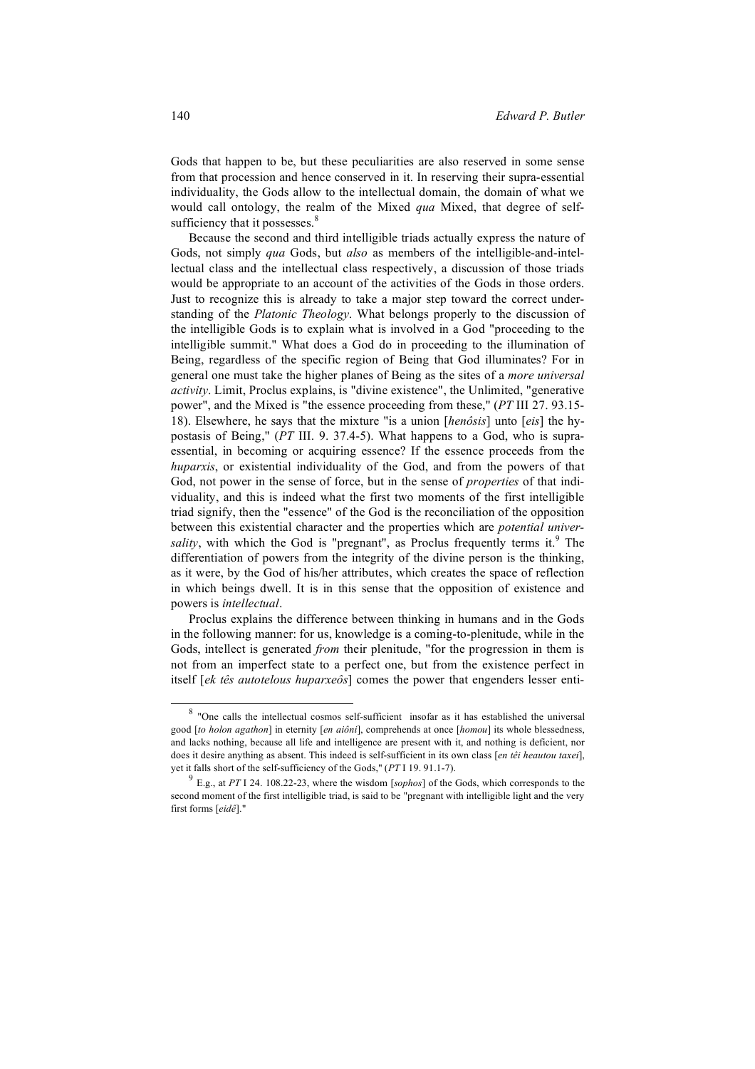Gods that happen to be, but these peculiarities are also reserved in some sense from that procession and hence conserved in it. In reserving their supra-essential individuality, the Gods allow to the intellectual domain, the domain of what we would call ontology, the realm of the Mixed *qua* Mixed, that degree of self-sufficiency that it possesses.[8]

Because the second and third intelligible triads actually express the nature of Gods, not simply *qua* Gods, but *also* as members of the intelligible-and-intellectual class and the intellectual class respectively, a discussion of those triads would be appropriate to an account of the activities of the Gods in those orders. Just to recognize this is already to take a major step toward the correct understanding of the *Platonic Theology*. What belongs properly to the discussion of the intelligible Gods is to explain what is involved in a God "proceeding to the intelligible summit." What does a God do in proceeding to the illumination of Being, regardless of the specific region of Being that God illuminates? For in general one must take the higher planes of Being as the sites of a *more universal activity*. Limit, Proclus explains, is "divine existence", the Unlimited, "generative power", and the Mixed is "the essence proceeding from these," (*PT* III 27. 93.15-18). Elsewhere, he says that the mixture "is a union [*henôsis*] unto [*eis*] the hypostasis of Being," (*PT* III. 9. 37.4-5). What happens to a God, who is supra-essential, in becoming or acquiring essence? If the essence proceeds from the *huparxis*, or existential individuality of the God, and from the powers of that God, not power in the sense of force, but in the sense of *properties* of that individuality, and this is indeed what the first two moments of the first intelligible triad signify, then the "essence" of the God is the reconciliation of the opposition between this existential character and the properties which are *potential universality*, with which the God is "pregnant", as Proclus frequently terms it.[9] The differentiation of powers from the integrity of the divine person is the thinking, as it were, by the God of his/her attributes, which creates the space of reflection in which beings dwell. It is in this sense that the opposition of existence and powers is *intellectual*.

Proclus explains the difference between thinking in humans and in the Gods in the following manner: for us, knowledge is a coming-to-plenitude, while in the Gods, intellect is generated *from* their plenitude, "for the progression in them is not from an imperfect state to a perfect one, but from the existence perfect in itself [*ek tês autotelous huparxeôs*] comes the power that engenders lesser enti-

---

[8] "One calls the intellectual cosmos self-sufficient insofar as it has established the universal good [*to holon agathon*] in eternity [*en aiôni*], comprehends at once [*homou*] its whole blessedness, and lacks nothing, because all life and intelligence are present with it, and nothing is deficient, nor does it desire anything as absent. This indeed is self-sufficient in its own class [*en têi heautou taxei*], yet it falls short of the self-sufficiency of the Gods," (*PT* I 19. 91.1-7).

[9] E.g., at *PT* I 24. 108.22-23, where the wisdom [*sophos*] of the Gods, which corresponds to the second moment of the first intelligible triad, is said to be "pregnant with intelligible light and the very first forms [*eidê*]."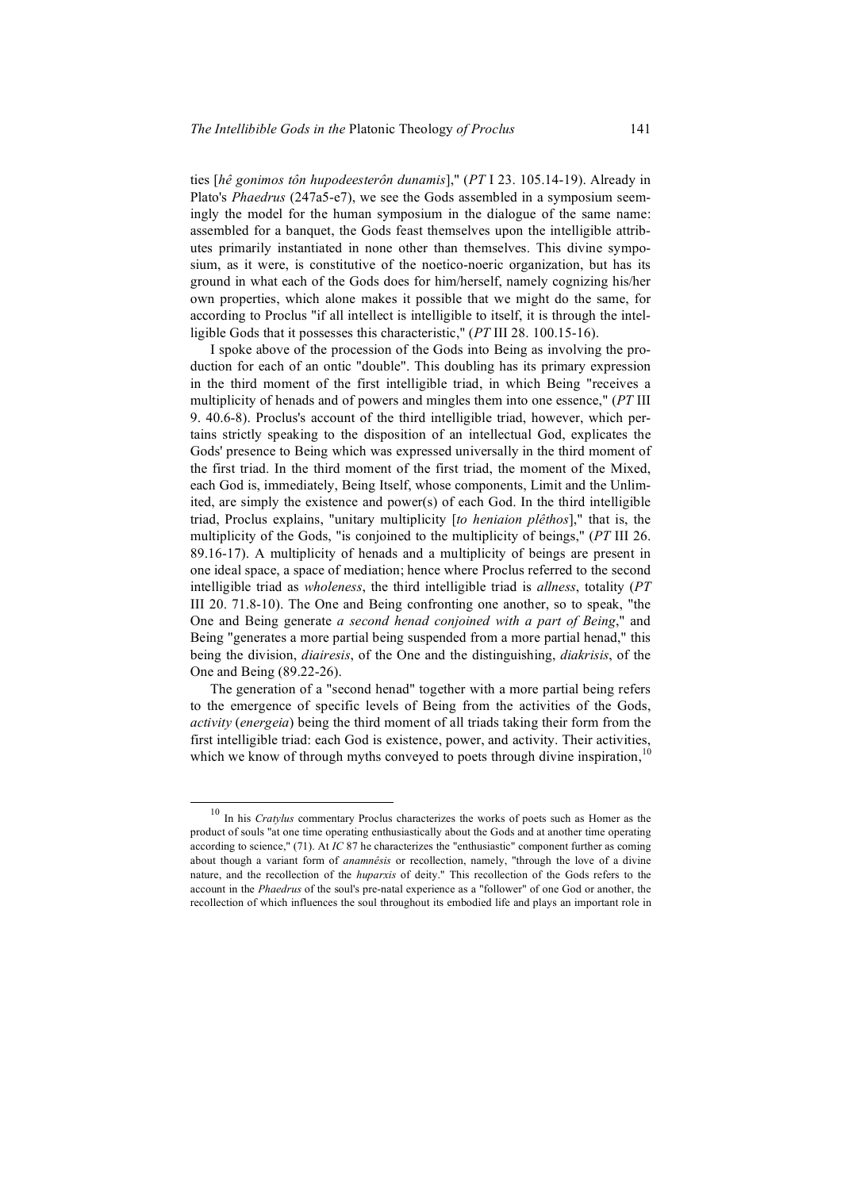ties [*hê gonimos tôn hupodeesterôn dunamis*]," (*PT* I 23. 105.14-19). Already in Plato's *Phaedrus* (247a5-e7), we see the Gods assembled in a symposium seemingly the model for the human symposium in the dialogue of the same name: assembled for a banquet, the Gods feast themselves upon the intelligible attributes primarily instantiated in none other than themselves. This divine symposium, as it were, is constitutive of the noetico-noeric organization, but has its ground in what each of the Gods does for him/herself, namely cognizing his/her own properties, which alone makes it possible that we might do the same, for according to Proclus "if all intellect is intelligible to itself, it is through the intelligible Gods that it possesses this characteristic," (*PT* III 28. 100.15-16).

I spoke above of the procession of the Gods into Being as involving the production for each of an ontic "double". This doubling has its primary expression in the third moment of the first intelligible triad, in which Being "receives a multiplicity of henads and of powers and mingles them into one essence," (*PT* III 9. 40.6-8). Proclus's account of the third intelligible triad, however, which pertains strictly speaking to the disposition of an intellectual God, explicates the Gods' presence to Being which was expressed universally in the third moment of the first triad. In the third moment of the first triad, the moment of the Mixed, each God is, immediately, Being Itself, whose components, Limit and the Unlimited, are simply the existence and power(s) of each God. In the third intelligible triad, Proclus explains, "unitary multiplicity [*to heniaion plêthos*]," that is, the multiplicity of the Gods, "is conjoined to the multiplicity of beings," (*PT* III 26. 89.16-17). A multiplicity of henads and a multiplicity of beings are present in one ideal space, a space of mediation; hence where Proclus referred to the second intelligible triad as *wholeness*, the third intelligible triad is *allness*, totality (*PT* III 20. 71.8-10). The One and Being confronting one another, so to speak, "the One and Being generate *a second henad conjoined with a part of Being*," and Being "generates a more partial being suspended from a more partial henad," this being the division, *diairesis*, of the One and the distinguishing, *diakrisis*, of the One and Being (89.22-26).

The generation of a "second henad" together with a more partial being refers to the emergence of specific levels of Being from the activities of the Gods, *activity* (*energeia*) being the third moment of all triads taking their form from the first intelligible triad: each God is existence, power, and activity. Their activities, which we know of through myths conveyed to poets through divine inspiration,[10]

[10] In his *Cratylus* commentary Proclus characterizes the works of poets such as Homer as the product of souls "at one time operating enthusiastically about the Gods and at another time operating according to science," (71). At *IC* 87 he characterizes the "enthusiastic" component further as coming about though a variant form of *anamnêsis* or recollection, namely, "through the love of a divine nature, and the recollection of the *huparxis* of deity." This recollection of the Gods refers to the account in the *Phaedrus* of the soul's pre-natal experience as a "follower" of one God or another, the recollection of which influences the soul throughout its embodied life and plays an important role in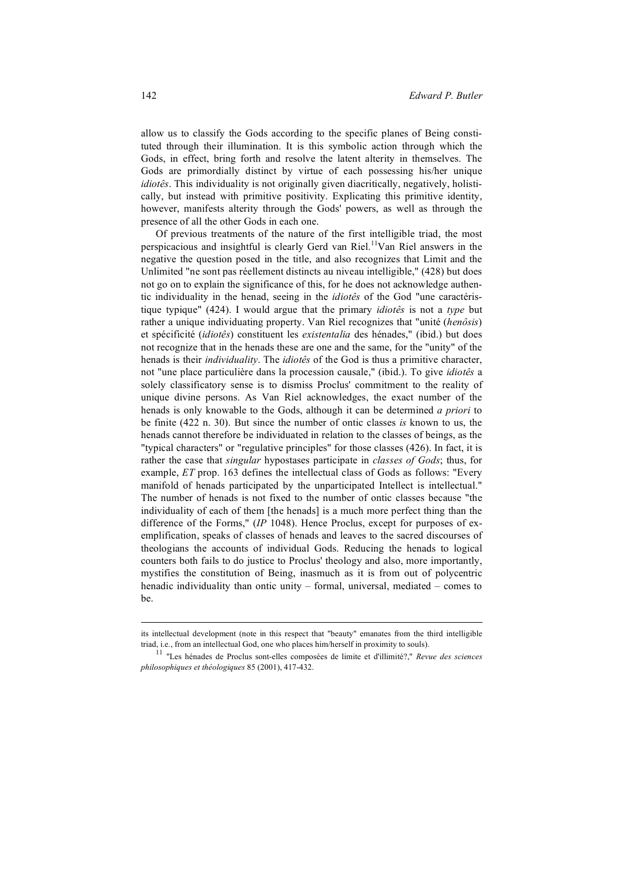allow us to classify the Gods according to the specific planes of Being constituted through their illumination. It is this symbolic action through which the Gods, in effect, bring forth and resolve the latent alterity in themselves. The Gods are primordially distinct by virtue of each possessing his/her unique *idiotês*. This individuality is not originally given diacritically, negatively, holistically, but instead with primitive positivity. Explicating this primitive identity, however, manifests alterity through the Gods' powers, as well as through the presence of all the other Gods in each one.

Of previous treatments of the nature of the first intelligible triad, the most perspicacious and insightful is clearly Gerd van Riel.[11] Van Riel answers in the negative the question posed in the title, and also recognizes that Limit and the Unlimited "ne sont pas réellement distincts au niveau intelligible," (428) but does not go on to explain the significance of this, for he does not acknowledge authentic individuality in the henad, seeing in the *idiotês* of the God "une caractéristique typique" (424). I would argue that the primary *idiotês* is not a *type* but rather a unique individuating property. Van Riel recognizes that "unité (*henôsis*) et spécificité (*idiotês*) constituent les *existentalia* des hénades," (ibid.) but does not recognize that in the henads these are one and the same, for the "unity" of the henads is their *individuality*. The *idiotês* of the God is thus a primitive character, not "une place particulière dans la procession causale," (ibid.). To give *idiotês* a solely classificatory sense is to dismiss Proclus' commitment to the reality of unique divine persons. As Van Riel acknowledges, the exact number of the henads is only knowable to the Gods, although it can be determined *a priori* to be finite (422 n. 30). But since the number of ontic classes *is* known to us, the henads cannot therefore be individuated in relation to the classes of beings, as the "typical characters" or "regulative principles" for those classes (426). In fact, it is rather the case that *singular* hypostases participate in *classes of Gods*; thus, for example, *ET* prop. 163 defines the intellectual class of Gods as follows: "Every manifold of henads participated by the unparticipated Intellect is intellectual." The number of henads is not fixed to the number of ontic classes because "the individuality of each of them [the henads] is a much more perfect thing than the difference of the Forms," (*IP* 1048). Hence Proclus, except for purposes of exemplification, speaks of classes of henads and leaves to the sacred discourses of theologians the accounts of individual Gods. Reducing the henads to logical counters both fails to do justice to Proclus' theology and also, more importantly, mystifies the constitution of Being, inasmuch as it is from out of polycentric henadic individuality than ontic unity – formal, universal, mediated – comes to be.

---

its intellectual development (note in this respect that "beauty" emanates from the third intelligible triad, i.e., from an intellectual God, one who places him/herself in proximity to souls).

[11] "Les hénades de Proclus sont-elles composées de limite et d'illimité?," *Revue des sciences philosophiques et théologiques* 85 (2001), 417-432.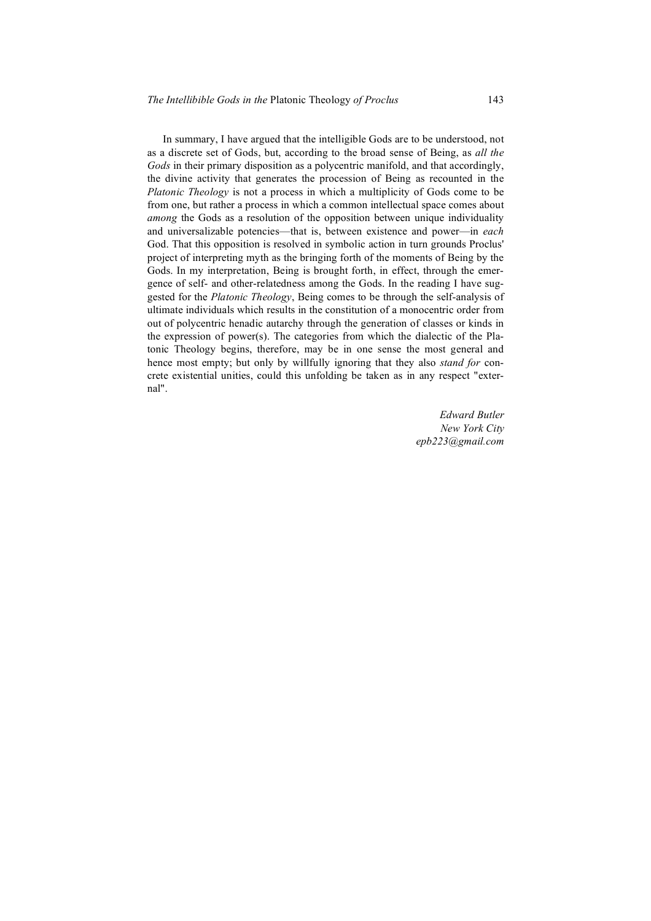In summary, I have argued that the intelligible Gods are to be understood, not as a discrete set of Gods, but, according to the broad sense of Being, as *all the Gods* in their primary disposition as a polycentric manifold, and that accordingly, the divine activity that generates the procession of Being as recounted in the *Platonic Theology* is not a process in which a multiplicity of Gods come to be from one, but rather a process in which a common intellectual space comes about *among* the Gods as a resolution of the opposition between unique individuality and universalizable potencies—that is, between existence and power—in *each* God. That this opposition is resolved in symbolic action in turn grounds Proclus' project of interpreting myth as the bringing forth of the moments of Being by the Gods. In my interpretation, Being is brought forth, in effect, through the emergence of self- and other-relatedness among the Gods. In the reading I have suggested for the *Platonic Theology*, Being comes to be through the self-analysis of ultimate individuals which results in the constitution of a monocentric order from out of polycentric henadic autarchy through the generation of classes or kinds in the expression of power(s). The categories from which the dialectic of the Platonic Theology begins, therefore, may be in one sense the most general and hence most empty; but only by willfully ignoring that they also *stand for* concrete existential unities, could this unfolding be taken as in any respect "external".

*Edward Butler*
*New York City*
*epb223@gmail.com*